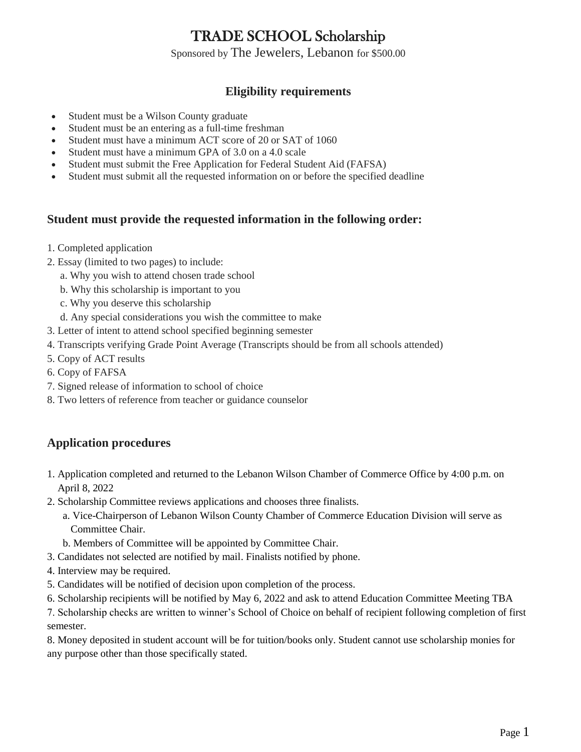# TRADE SCHOOL Scholarship

Sponsored by The Jewelers, Lebanon for $500.00

## Eligibility requirements

- Student must be a Wilson County graduate
- Student must be an entering as a full-time freshman
- Student must have a minimum ACT score of 20 or SAT of 1060
- Student must have a minimum GPA of 3.0 on a 4.0 scale
- Student must submit the Free Application for Federal Student Aid (FAFSA)
- Student must submit all the requested information on or before the specified deadline

## Student must provide the requested information in the following order:

1. Completed application
2. Essay (limited to two pages) to include:
   a. Why you wish to attend chosen trade school
   b. Why this scholarship is important to you
   c. Why you deserve this scholarship
   d. Any special considerations you wish the committee to make
3. Letter of intent to attend school specified beginning semester
4. Transcripts verifying Grade Point Average (Transcripts should be from all schools attended)
5. Copy of ACT results
6. Copy of FAFSA
7. Signed release of information to school of choice
8. Two letters of reference from teacher or guidance counselor

## Application procedures

1. Application completed and returned to the Lebanon Wilson Chamber of Commerce Office by 4:00 p.m. on April 8, 2022
2. Scholarship Committee reviews applications and chooses three finalists.
   a. Vice-Chairperson of Lebanon Wilson County Chamber of Commerce Education Division will serve as Committee Chair.
   b. Members of Committee will be appointed by Committee Chair.
3. Candidates not selected are notified by mail. Finalists notified by phone.
4. Interview may be required.
5. Candidates will be notified of decision upon completion of the process.
6. Scholarship recipients will be notified by May 6, 2022 and ask to attend Education Committee Meeting TBA
7. Scholarship checks are written to winner's School of Choice on behalf of recipient following completion of first semester.
8. Money deposited in student account will be for tuition/books only. Student cannot use scholarship monies for any purpose other than those specifically stated.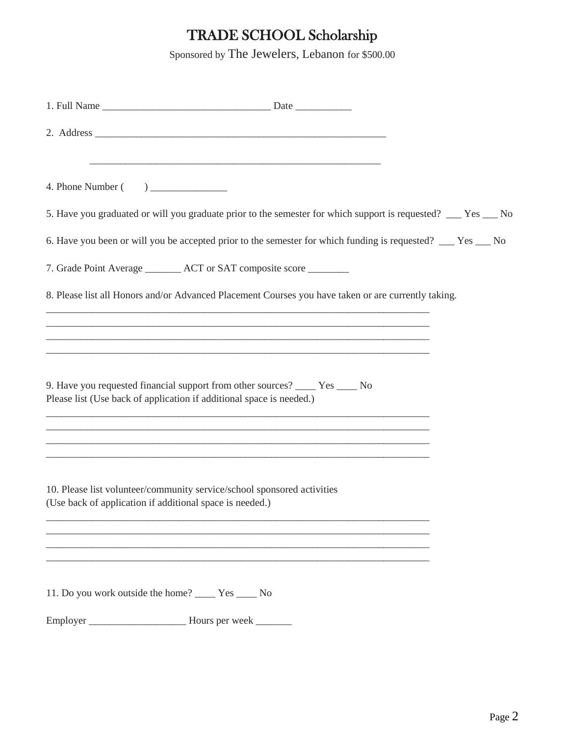# TRADE SCHOOL Scholarship

Sponsored by The Jewelers, Lebanon for $500.00

1. Full Name ________________________________ Date ___________

2. Address ____________________________________________________________

 ____________________________________________________________

4. Phone Number (      ) _______________

5. Have you graduated or will you graduate prior to the semester for which support is requested? ___ Yes ___ No

6. Have you been or will you be accepted prior to the semester for which funding is requested? ___ Yes ___ No

7. Grade Point Average _______ ACT or SAT composite score ________

8. Please list all Honors and/or Advanced Placement Courses you have taken or are currently taking.

________________________________________________________________________________
________________________________________________________________________________
________________________________________________________________________________
________________________________________________________________________________

9. Have you requested financial support from other sources? ____ Yes ____ No
Please list (Use back of application if additional space is needed.)

________________________________________________________________________________
________________________________________________________________________________
________________________________________________________________________________
________________________________________________________________________________

10. Please list volunteer/community service/school sponsored activities
(Use back of application if additional space is needed.)

________________________________________________________________________________
________________________________________________________________________________
________________________________________________________________________________
________________________________________________________________________________

11. Do you work outside the home? ____ Yes ____ No

Employer ___________________ Hours per week _______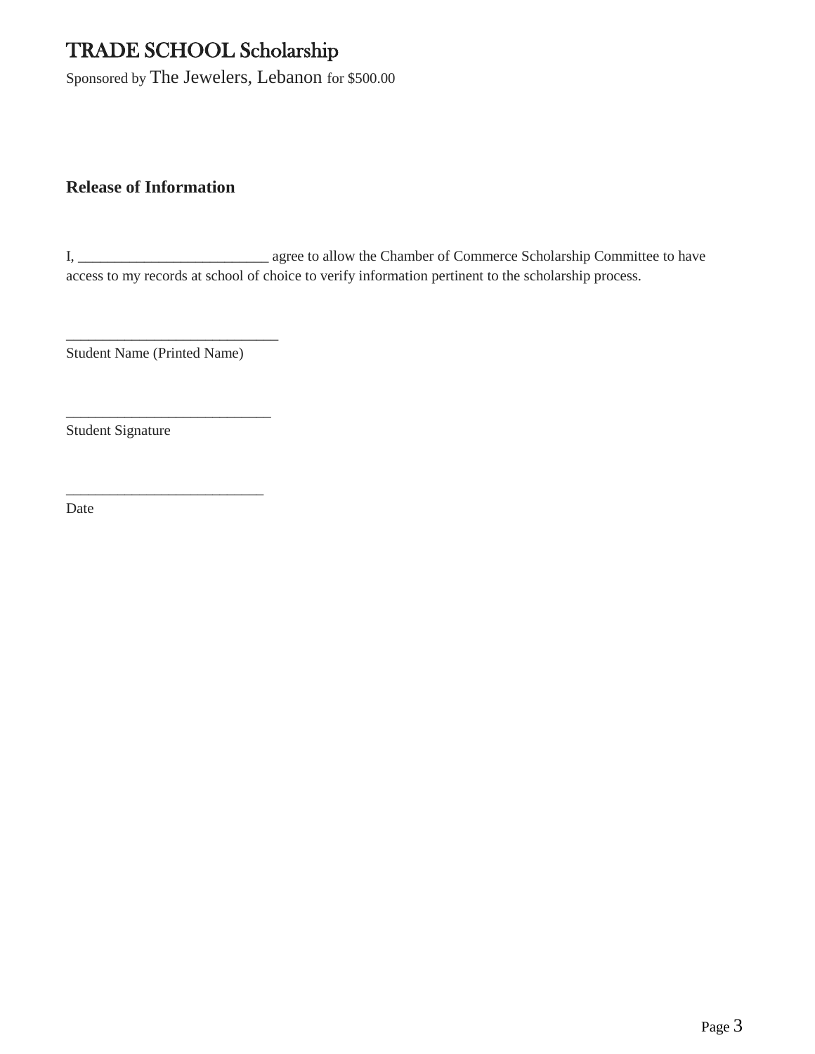# TRADE SCHOOL Scholarship

Sponsored by The Jewelers, Lebanon for $500.00

## Release of Information

I, __________________________ agree to allow the Chamber of Commerce Scholarship Committee to have access to my records at school of choice to verify information pertinent to the scholarship process.

_____________________________
Student Name (Printed Name)

____________________________
Student Signature

___________________________
Date